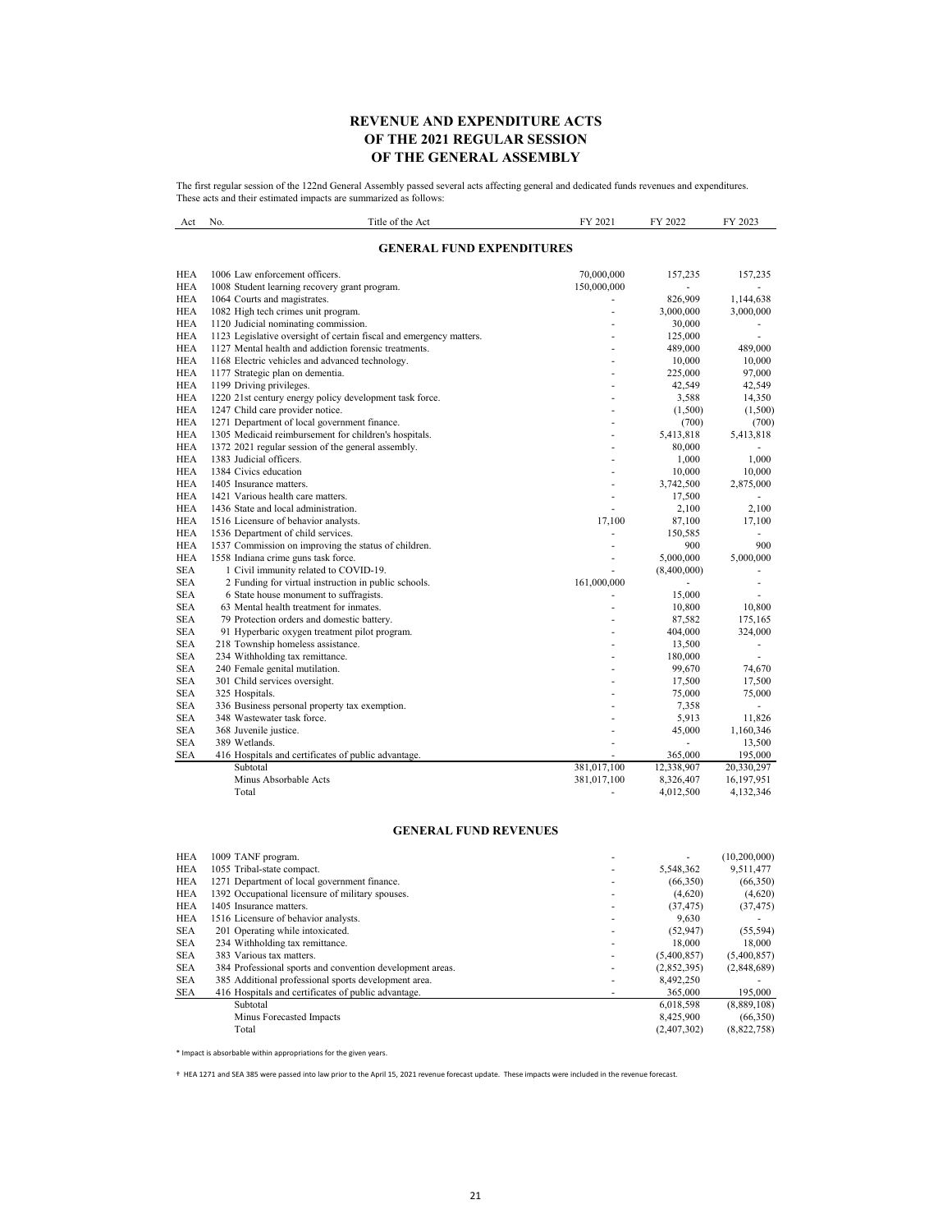# REVENUE AND EXPENDITURE ACTS OF THE 2021 REGULAR SESSION OF THE GENERAL ASSEMBLY

The first regular session of the 122nd General Assembly passed several acts affecting general and dedicated funds revenues and expenditures. These acts and their estimated impacts are summarized as follows:

## GENERAL FUND EXPENDITURES

| Act | No. | Title of the Act | FY 2021 | FY 2022 | FY 2023 |
|---|---|---|---|---|---|
| HEA | 1006 | Law enforcement officers. | 70,000,000 | 157,235 | 157,235 |
| HEA | 1008 | Student learning recovery grant program. | 150,000,000 | - | - |
| HEA | 1064 | Courts and magistrates. | - | 826,909 | 1,144,638 |
| HEA | 1082 | High tech crimes unit program. | - | 3,000,000 | 3,000,000 |
| HEA | 1120 | Judicial nominating commission. | - | 30,000 | - |
| HEA | 1123 | Legislative oversight of certain fiscal and emergency matters. | - | 125,000 | - |
| HEA | 1127 | Mental health and addiction forensic treatments. | - | 489,000 | 489,000 |
| HEA | 1168 | Electric vehicles and advanced technology. | - | 10,000 | 10,000 |
| HEA | 1177 | Strategic plan on dementia. | - | 225,000 | 97,000 |
| HEA | 1199 | Driving privileges. | - | 42,549 | 42,549 |
| HEA | 1220 | 21st century energy policy development task force. | - | 3,588 | 14,350 |
| HEA | 1247 | Child care provider notice. | - | (1,500) | (1,500) |
| HEA | 1271 | Department of local government finance. | - | (700) | (700) |
| HEA | 1305 | Medicaid reimbursement for children's hospitals. | - | 5,413,818 | 5,413,818 |
| HEA | 1372 | 2021 regular session of the general assembly. | - | 80,000 | - |
| HEA | 1383 | Judicial officers. | - | 1,000 | 1,000 |
| HEA | 1384 | Civics education | - | 10,000 | 10,000 |
| HEA | 1405 | Insurance matters. | - | 3,742,500 | 2,875,000 |
| HEA | 1421 | Various health care matters. | - | 17,500 | - |
| HEA | 1436 | State and local administration. | - | 2,100 | 2,100 |
| HEA | 1516 | Licensure of behavior analysts. | 17,100 | 87,100 | 17,100 |
| HEA | 1536 | Department of child services. | - | 150,585 | - |
| HEA | 1537 | Commission on improving the status of children. | - | 900 | 900 |
| HEA | 1558 | Indiana crime guns task force. | - | 5,000,000 | 5,000,000 |
| SEA | 1 | Civil immunity related to COVID-19. | - | (8,400,000) | - |
| SEA | 2 | Funding for virtual instruction in public schools. | 161,000,000 | - | - |
| SEA | 6 | State house monument to suffragists. | - | 15,000 | - |
| SEA | 63 | Mental health treatment for inmates. | - | 10,800 | 10,800 |
| SEA | 79 | Protection orders and domestic battery. | - | 87,582 | 175,165 |
| SEA | 91 | Hyperbaric oxygen treatment pilot program. | - | 404,000 | 324,000 |
| SEA | 218 | Township homeless assistance. | - | 13,500 | - |
| SEA | 234 | Withholding tax remittance. | - | 180,000 | - |
| SEA | 240 | Female genital mutilation. | - | 99,670 | 74,670 |
| SEA | 301 | Child services oversight. | - | 17,500 | 17,500 |
| SEA | 325 | Hospitals. | - | 75,000 | 75,000 |
| SEA | 336 | Business personal property tax exemption. | - | 7,358 | - |
| SEA | 348 | Wastewater task force. | - | 5,913 | 11,826 |
| SEA | 368 | Juvenile justice. | - | 45,000 | 1,160,346 |
| SEA | 389 | Wetlands. | - | - | 13,500 |
| SEA | 416 | Hospitals and certificates of public advantage. | - | 365,000 | 195,000 |
| | | Subtotal | 381,017,100 | 12,338,907 | 20,330,297 |
| | | Minus Absorbable Acts | 381,017,100 | 8,326,407 | 16,197,951 |
| | | Total | - | 4,012,500 | 4,132,346 |

## GENERAL FUND REVENUES

| Act | No. | Title of the Act | FY 2021 | FY 2022 | FY 2023 |
|---|---|---|---|---|---|
| HEA | 1009 | TANF program. | - | - | (10,200,000) |
| HEA | 1055 | Tribal-state compact. | - | 5,548,362 | 9,511,477 |
| HEA | 1271 | Department of local government finance. | - | (66,350) | (66,350) |
| HEA | 1392 | Occupational licensure of military spouses. | - | (4,620) | (4,620) |
| HEA | 1405 | Insurance matters. | - | (37,475) | (37,475) |
| HEA | 1516 | Licensure of behavior analysts. | - | 9,630 | - |
| SEA | 201 | Operating while intoxicated. | - | (52,947) | (55,594) |
| SEA | 234 | Withholding tax remittance. | - | 18,000 | 18,000 |
| SEA | 383 | Various tax matters. | - | (5,400,857) | (5,400,857) |
| SEA | 384 | Professional sports and convention development areas. | - | (2,852,395) | (2,848,689) |
| SEA | 385 | Additional professional sports development area. | - | 8,492,250 | - |
| SEA | 416 | Hospitals and certificates of public advantage. | - | 365,000 | 195,000 |
| | | Subtotal | | 6,018,598 | (8,889,108) |
| | | Minus Forecasted Impacts | | 8,425,900 | (66,350) |
| | | Total | | (2,407,302) | (8,822,758) |

* Impact is absorbable within appropriations for the given years.

† HEA 1271 and SEA 385 were passed into law prior to the April 15, 2021 revenue forecast update. These impacts were included in the revenue forecast.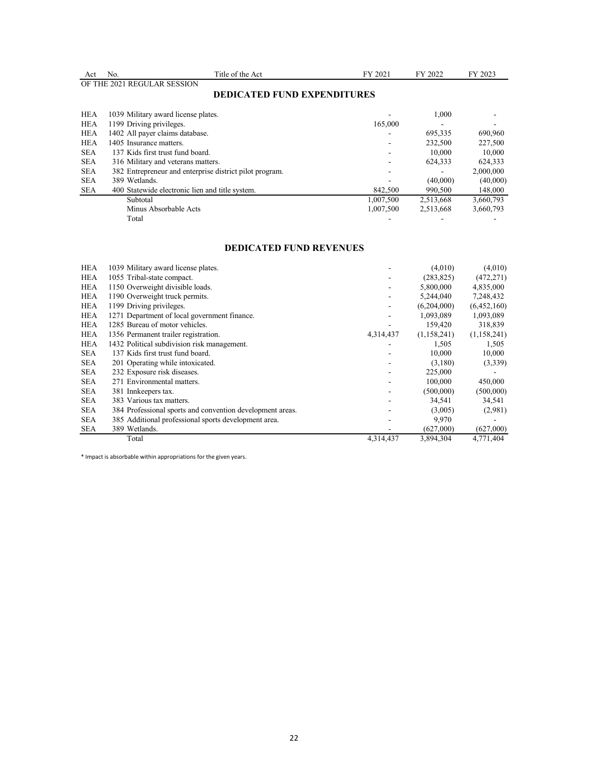| Act | No. | Title of the Act | FY 2021 | FY 2022 | FY 2023 |
|---|---|---|---|---|---|
| OF THE 2021 REGULAR SESSION | | | | | |

## DEDICATED FUND EXPENDITURES

| Act | No. | Title of the Act | FY 2021 | FY 2022 | FY 2023 |
|---|---|---|---|---|---|
| HEA | 1039 | Military award license plates. | - | 1,000 | - |
| HEA | 1199 | Driving privileges. | 165,000 | - | - |
| HEA | 1402 | All payer claims database. | - | 695,335 | 690,960 |
| HEA | 1405 | Insurance matters. | - | 232,500 | 227,500 |
| SEA | 137 | Kids first trust fund board. | - | 10,000 | 10,000 |
| SEA | 316 | Military and veterans matters. | - | 624,333 | 624,333 |
| SEA | 382 | Entrepreneur and enterprise district pilot program. | - | - | 2,000,000 |
| SEA | 389 | Wetlands. | - | (40,000) | (40,000) |
| SEA | 400 | Statewide electronic lien and title system. | 842,500 | 990,500 | 148,000 |
| | | Subtotal | 1,007,500 | 2,513,668 | 3,660,793 |
| | | Minus Absorbable Acts | 1,007,500 | 2,513,668 | 3,660,793 |
| | | Total | - | - | - |

## DEDICATED FUND REVENUES

| Act | No. | Title of the Act | FY 2021 | FY 2022 | FY 2023 |
|---|---|---|---|---|---|
| HEA | 1039 | Military award license plates. | - | (4,010) | (4,010) |
| HEA | 1055 | Tribal-state compact. | - | (283,825) | (472,271) |
| HEA | 1150 | Overweight divisible loads. | - | 5,800,000 | 4,835,000 |
| HEA | 1190 | Overweight truck permits. | - | 5,244,040 | 7,248,432 |
| HEA | 1199 | Driving privileges. | - | (6,204,000) | (6,452,160) |
| HEA | 1271 | Department of local government finance. | - | 1,093,089 | 1,093,089 |
| HEA | 1285 | Bureau of motor vehicles. | - | 159,420 | 318,839 |
| HEA | 1356 | Permanent trailer registration. | 4,314,437 | (1,158,241) | (1,158,241) |
| HEA | 1432 | Political subdivision risk management. | - | 1,505 | 1,505 |
| SEA | 137 | Kids first trust fund board. | - | 10,000 | 10,000 |
| SEA | 201 | Operating while intoxicated. | - | (3,180) | (3,339) |
| SEA | 232 | Exposure risk diseases. | - | 225,000 | - |
| SEA | 271 | Environmental matters. | - | 100,000 | 450,000 |
| SEA | 381 | Innkeepers tax. | - | (500,000) | (500,000) |
| SEA | 383 | Various tax matters. | - | 34,541 | 34,541 |
| SEA | 384 | Professional sports and convention development areas. | - | (3,005) | (2,981) |
| SEA | 385 | Additional professional sports development area. | - | 9,970 | - |
| SEA | 389 | Wetlands. | - | (627,000) | (627,000) |
| | | Total | 4,314,437 | 3,894,304 | 4,771,404 |

\* Impact is absorbable within appropriations for the given years.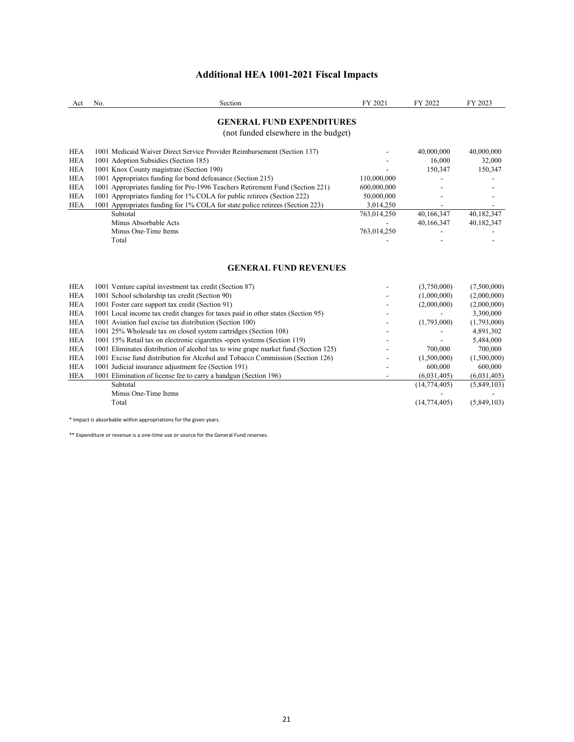# Additional HEA 1001-2021 Fiscal Impacts

| Act | No. | Section | FY 2021 | FY 2022 | FY 2023 |
|---|---|---|---|---|---|
| | | **GENERAL FUND EXPENDITURES** | | | |
| | | (not funded elsewhere in the budget) | | | |
| HEA | 1001 | Medicaid Waiver Direct Service Provider Reimbursement (Section 137) | - | 40,000,000 | 40,000,000 |
| HEA | 1001 | Adoption Subsidies (Section 185) | - | 16,000 | 32,000 |
| HEA | 1001 | Knox County magistrate (Section 190) | - | 150,347 | 150,347 |
| HEA | 1001 | Appropriates funding for bond defeasance (Section 215) | 110,000,000 | - | - |
| HEA | 1001 | Appropriates funding for Pre-1996 Teachers Retirement Fund (Section 221) | 600,000,000 | - | - |
| HEA | 1001 | Appropriates funding for 1% COLA for public retirees (Section 222) | 50,000,000 | - | - |
| HEA | 1001 | Appropriates funding for 1% COLA for state police retirees (Section 223) | 3,014,250 | - | - |
| | | Subtotal | 763,014,250 | 40,166,347 | 40,182,347 |
| | | Minus Absorbable Acts | - | 40,166,347 | 40,182,347 |
| | | Minus One-Time Items | 763,014,250 | - | - |
| | | Total | - | - | - |
| | | **GENERAL FUND REVENUES** | | | |
| HEA | 1001 | Venture capital investment tax credit (Section 87) | - | (3,750,000) | (7,500,000) |
| HEA | 1001 | School scholarship tax credit (Section 90) | - | (1,000,000) | (2,000,000) |
| HEA | 1001 | Foster care support tax credit (Section 91) | - | (2,000,000) | (2,000,000) |
| HEA | 1001 | Local income tax credit changes for taxes paid in other states (Section 95) | - | - | 3,300,000 |
| HEA | 1001 | Aviation fuel excise tax distribution (Section 100) | - | (1,793,000) | (1,793,000) |
| HEA | 1001 | 25% Wholesale tax on closed system cartridges (Section 108) | - | - | 4,891,302 |
| HEA | 1001 | 15% Retail tax on electronic cigarettes -open systems (Section 119) | - | - | 5,484,000 |
| HEA | 1001 | Eliminates distribution of alcohol tax to wine grape market fund (Section 125) | - | 700,000 | 700,000 |
| HEA | 1001 | Excise fund distribution for Alcohol and Tobacco Commission (Section 126) | - | (1,500,000) | (1,500,000) |
| HEA | 1001 | Judicial insurance adjustment fee (Section 191) | - | 600,000 | 600,000 |
| HEA | 1001 | Elimination of license fee to carry a handgun (Section 196) | - | (6,031,405) | (6,031,405) |
| | | Subtotal | | (14,774,405) | (5,849,103) |
| | | Minus One-Time Items | | - | - |
| | | Total | | (14,774,405) | (5,849,103) |

* Impact is absorbable within appropriations for the given years.

** Expenditure or revenue is a one-time use or source for the General Fund reserves.